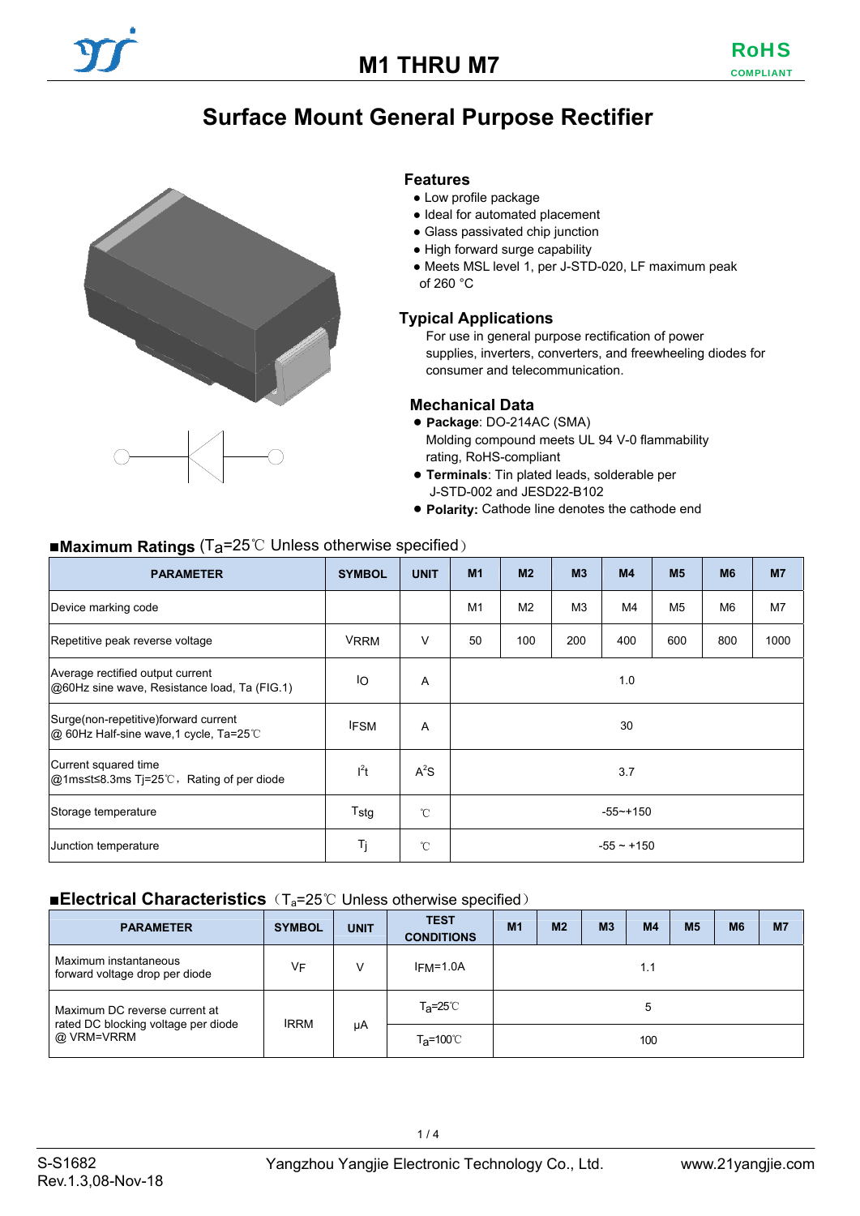# M1 THRU M7

RoHS COMPLIANT

## Surface Mount General Purpose Rectifier

### Features

- Low profile package
- Ideal for automated placement
- Glass passivated chip junction
- High forward surge capability
- Meets MSL level 1, per J-STD-020, LF maximum peak of 260 °C

### Typical Applications

For use in general purpose rectification of power supplies, inverters, converters, and freewheeling diodes for consumer and telecommunication.

### Mechanical Data

- **Package**: DO-214AC (SMA) Molding compound meets UL 94 V-0 flammability rating, RoHS-compliant
- **Terminals**: Tin plated leads, solderable per J-STD-002 and JESD22-B102
- **Polarity:** Cathode line denotes the cathode end

### ■Maximum Ratings ($T_a$=25℃ Unless otherwise specified）

| PARAMETER | SYMBOL | UNIT | M1 | M2 | M3 | M4 | M5 | M6 | M7 |
|---|---|---|---|---|---|---|---|---|---|
| Device marking code | | | M1 | M2 | M3 | M4 | M5 | M6 | M7 |
| Repetitive peak reverse voltage | $V_{RRM}$ | V | 50 | 100 | 200 | 400 | 600 | 800 | 1000 |
| Average rectified output current @60Hz sine wave, Resistance load, Ta (FIG.1) | $I_O$ | A | 1.0 | | | | | | |
| Surge(non-repetitive)forward current @ 60Hz Half-sine wave,1 cycle, Ta=25℃ | $I_{FSM}$ | A | 30 | | | | | | |
| Current squared time @1ms≤t≤8.3ms Tj=25℃，Rating of per diode | $I^2t$ | $A^2S$ | 3.7 | | | | | | |
| Storage temperature | $T_{stg}$ | ℃ | -55~+150 | | | | | | |
| Junction temperature | $T_j$ | ℃ | -55 ~ +150 | | | | | | |

### ■Electrical Characteristics（$T_a$=25℃ Unless otherwise specified）

| PARAMETER | SYMBOL | UNIT | TEST CONDITIONS | M1 | M2 | M3 | M4 | M5 | M6 | M7 |
|---|---|---|---|---|---|---|---|---|---|---|
| Maximum instantaneous forward voltage drop per diode | $V_F$ | V | $I_{FM}$=1.0A | 1.1 | | | | | | |
| Maximum DC reverse current at rated DC blocking voltage per diode @ VRM=VRRM | $I_{RRM}$ | μA | $T_a$=25℃ | 5 | | | | | | |
| | | | $T_a$=100℃ | 100 | | | | | | |

S-S1682
Rev.1.3,08-Nov-18

Yangzhou Yangjie Electronic Technology Co., Ltd.

www.21yangjie.com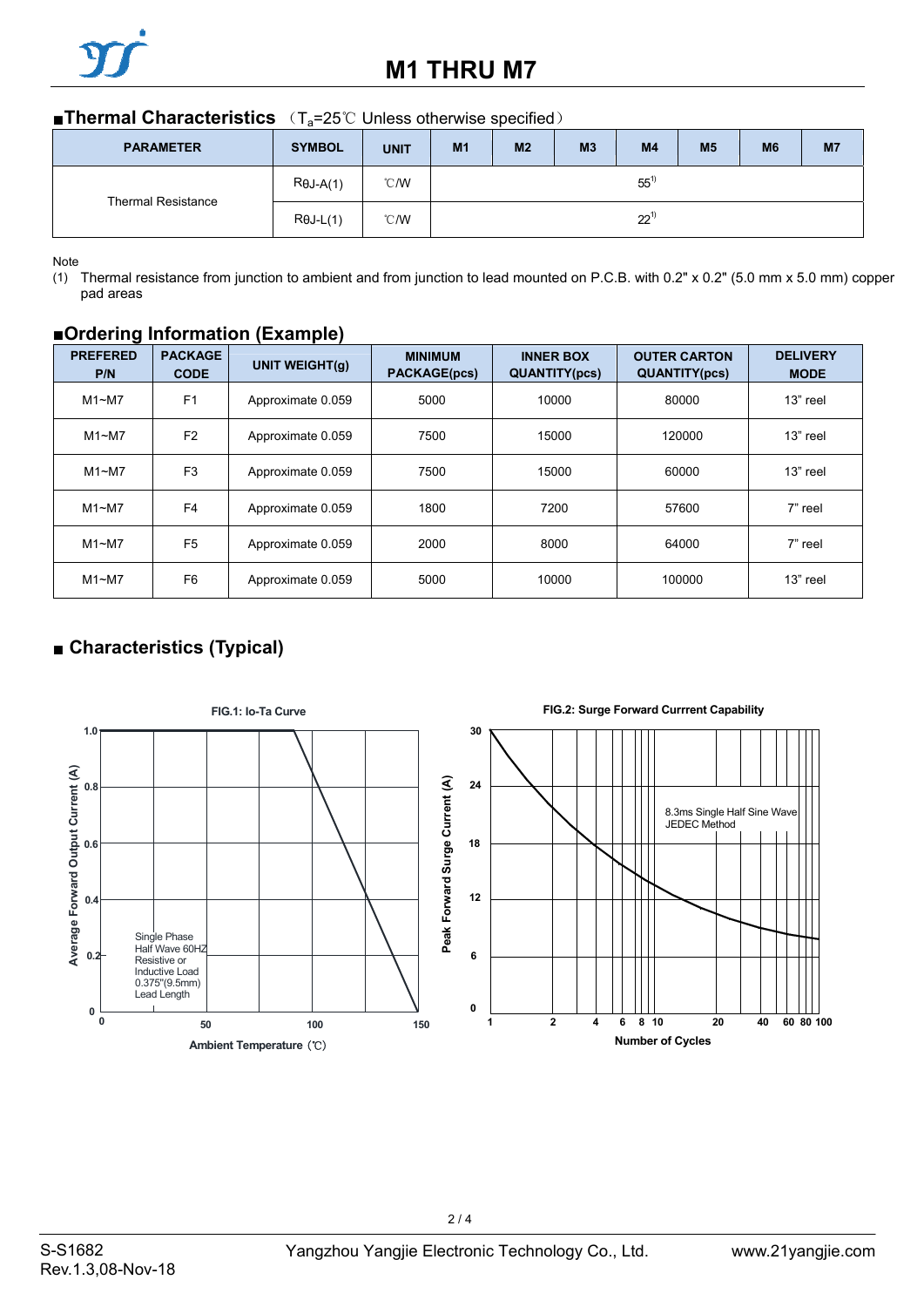## ■Thermal Characteristics （$T_a$=25℃ Unless otherwise specified）

| PARAMETER | SYMBOL | UNIT | M1 | M2 | M3 | M4 | M5 | M6 | M7 |
|---|---|---|---|---|---|---|---|---|---|
| Thermal Resistance | RθJ-A(1) | ℃/W | | | | 55(1) | | | |
| | RθJ-L(1) | ℃/W | | | | 22(1) | | | |

Note

(1) Thermal resistance from junction to ambient and from junction to lead mounted on P.C.B. with 0.2" x 0.2" (5.0 mm x 5.0 mm) copper pad areas

## ■Ordering Information (Example)

| PREFERED P/N | PACKAGE CODE | UNIT WEIGHT(g) | MINIMUM PACKAGE(pcs) | INNER BOX QUANTITY(pcs) | OUTER CARTON QUANTITY(pcs) | DELIVERY MODE |
|---|---|---|---|---|---|---|
| M1~M7 | F1 | Approximate 0.059 | 5000 | 10000 | 80000 | 13" reel |
| M1~M7 | F2 | Approximate 0.059 | 7500 | 15000 | 120000 | 13" reel |
| M1~M7 | F3 | Approximate 0.059 | 7500 | 15000 | 60000 | 13" reel |
| M1~M7 | F4 | Approximate 0.059 | 1800 | 7200 | 57600 | 7" reel |
| M1~M7 | F5 | Approximate 0.059 | 2000 | 8000 | 64000 | 7" reel |
| M1~M7 | F6 | Approximate 0.059 | 5000 | 10000 | 100000 | 13" reel |

## ■ Characteristics (Typical)

FIG.1: Io-Ta Curve

Average Forward Output Current (A) vs. Ambient Temperature (℃)

Single Phase Half Wave 60HZ Resistive or Inductive Load 0.375"(9.5mm) Lead Length

FIG.2: Surge Forward Currrent Capability

Peak Forward Surge Current (A) vs. Number of Cycles

8.3ms Single Half Sine Wave JEDEC Method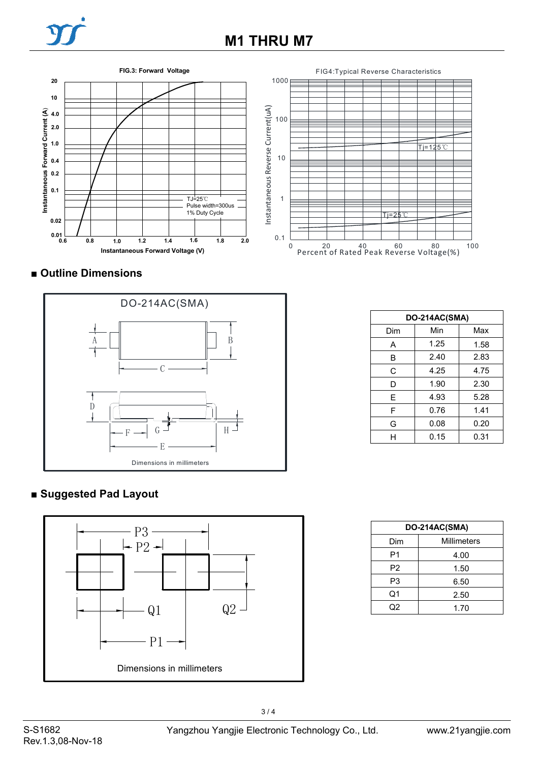FIG.3: Forward Voltage

FIG4:Typical Reverse Characteristics

## ■ Outline Dimensions

| DO-214AC(SMA) | | |
|---|---|---|
| Dim | Min | Max |
| A | 1.25 | 1.58 |
| B | 2.40 | 2.83 |
| C | 4.25 | 4.75 |
| D | 1.90 | 2.30 |
| E | 4.93 | 5.28 |
| F | 0.76 | 1.41 |
| G | 0.08 | 0.20 |
| H | 0.15 | 0.31 |

Dimensions in millimeters

## ■ Suggested Pad Layout

| DO-214AC(SMA) | |
|---|---|
| Dim | Millimeters |
| P1 | 4.00 |
| P2 | 1.50 |
| P3 | 6.50 |
| Q1 | 2.50 |
| Q2 | 1.70 |

Dimensions in millimeters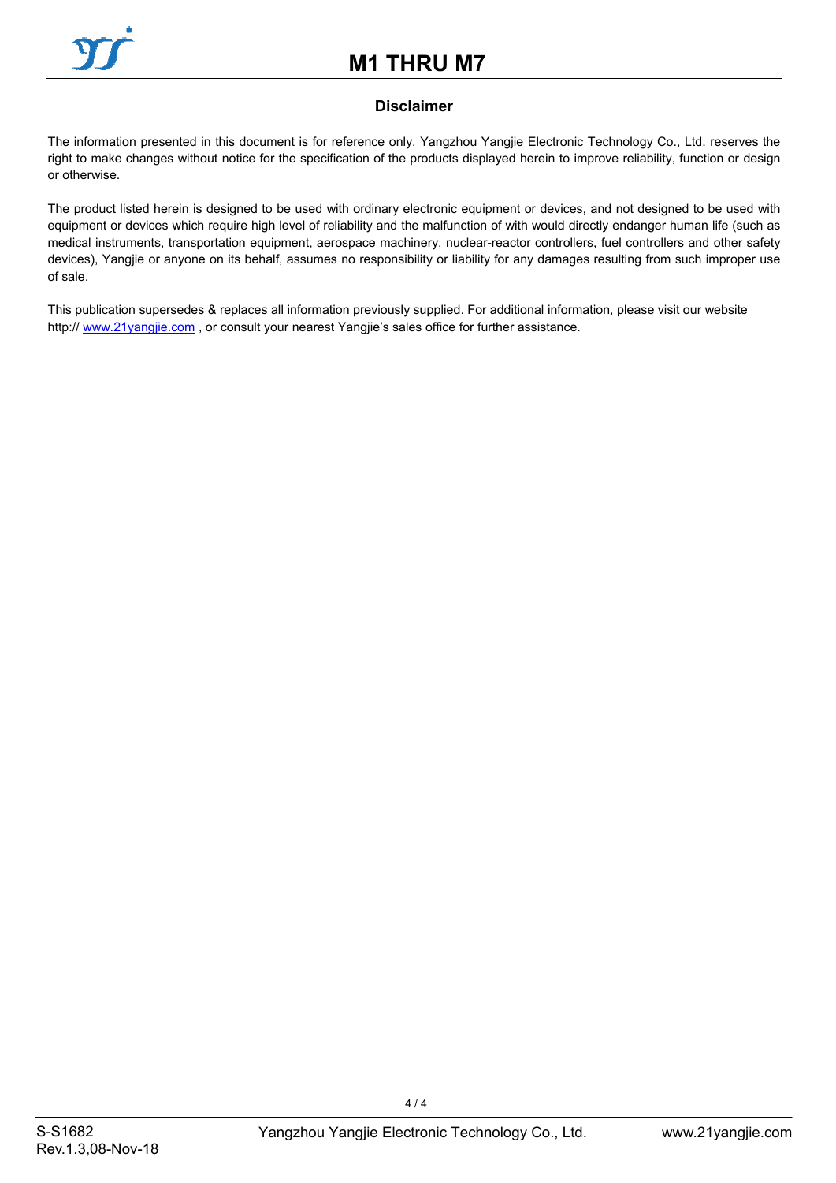## Disclaimer

The information presented in this document is for reference only. Yangzhou Yangjie Electronic Technology Co., Ltd. reserves the right to make changes without notice for the specification of the products displayed herein to improve reliability, function or design or otherwise.

The product listed herein is designed to be used with ordinary electronic equipment or devices, and not designed to be used with equipment or devices which require high level of reliability and the malfunction of with would directly endanger human life (such as medical instruments, transportation equipment, aerospace machinery, nuclear-reactor controllers, fuel controllers and other safety devices), Yangjie or anyone on its behalf, assumes no responsibility or liability for any damages resulting from such improper use of sale.

This publication supersedes & replaces all information previously supplied. For additional information, please visit our website http:// www.21yangjie.com , or consult your nearest Yangjie's sales office for further assistance.